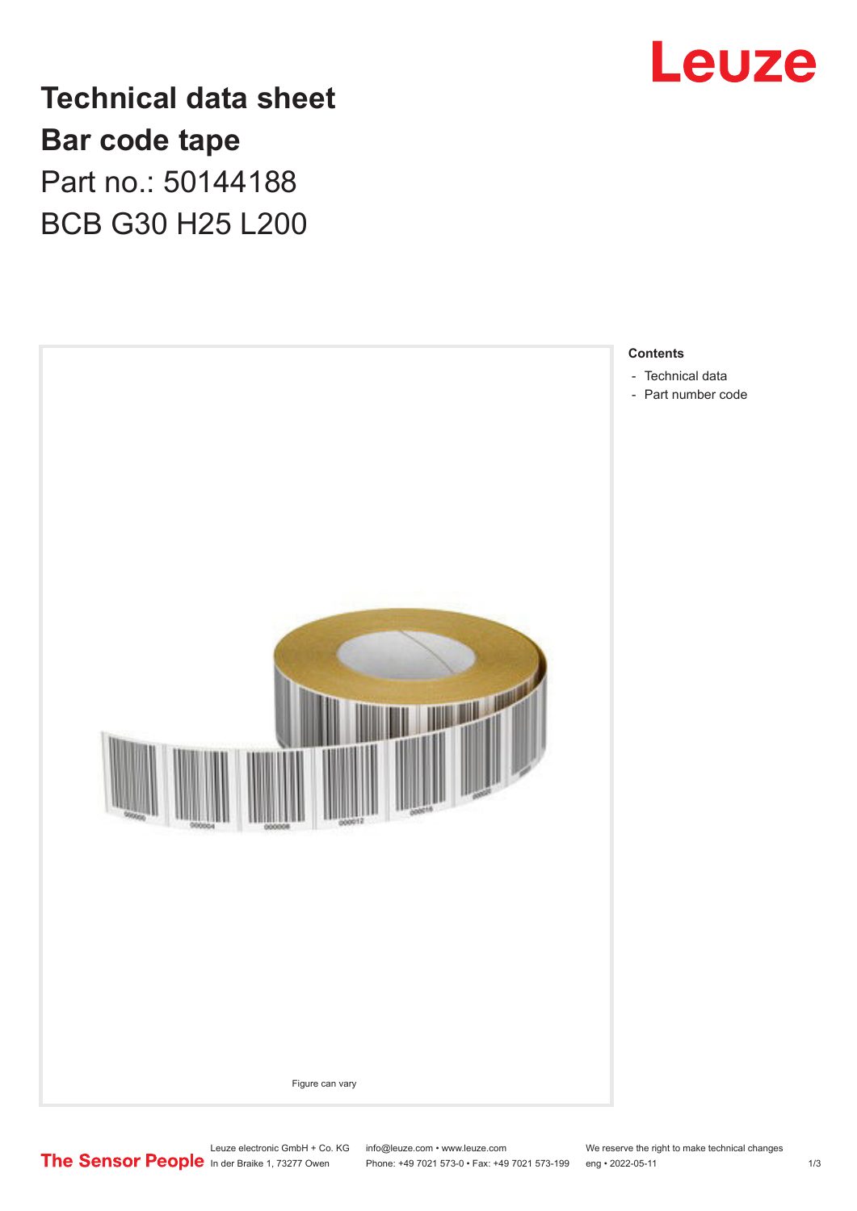# Technical data sheet

## Bar code tape

Part no.: 50144188

BCB G30 H25 L200

Figure can vary

**Contents**

- Technical data
- Part number code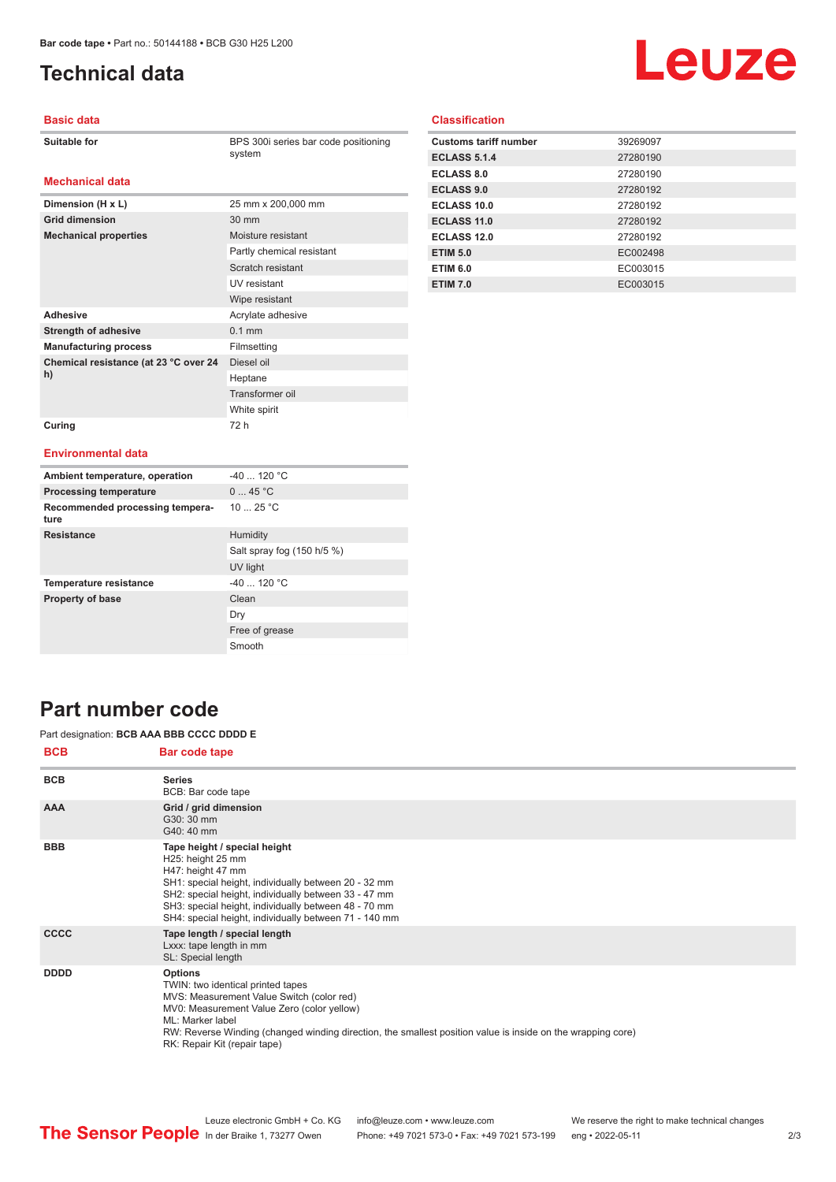# Technical data

## Basic data

| | |
|---|---|
| Suitable for | BPS 300i series bar code positioning system |

## Mechanical data

| | |
|---|---|
| Dimension (H x L) | 25 mm x 200,000 mm |
| Grid dimension | 30 mm |
| Mechanical properties | Moisture resistant |
| | Partly chemical resistant |
| | Scratch resistant |
| | UV resistant |
| | Wipe resistant |
| Adhesive | Acrylate adhesive |
| Strength of adhesive | 0.1 mm |
| Manufacturing process | Filmsetting |
| Chemical resistance (at 23 °C over 24 h) | Diesel oil |
| | Heptane |
| | Transformer oil |
| | White spirit |
| Curing | 72 h |

## Environmental data

| | |
|---|---|
| Ambient temperature, operation | -40 ... 120 °C |
| Processing temperature | 0 ... 45 °C |
| Recommended processing temperature | 10 ... 25 °C |
| Resistance | Humidity |
| | Salt spray fog (150 h/5 %) |
| | UV light |
| Temperature resistance | -40 ... 120 °C |
| Property of base | Clean |
| | Dry |
| | Free of grease |
| | Smooth |

## Classification

| | |
|---|---|
| Customs tariff number | 39269097 |
| ECLASS 5.1.4 | 27280190 |
| ECLASS 8.0 | 27280190 |
| ECLASS 9.0 | 27280192 |
| ECLASS 10.0 | 27280192 |
| ECLASS 11.0 | 27280192 |
| ECLASS 12.0 | 27280192 |
| ETIM 5.0 | EC002498 |
| ETIM 6.0 | EC003015 |
| ETIM 7.0 | EC003015 |

# Part number code

Part designation: **BCB AAA BBB CCCC DDDD E**

| BCB | Bar code tape |
|---|---|
| BCB | **Series**<br>BCB: Bar code tape |
| AAA | **Grid / grid dimension**<br>G30: 30 mm<br>G40: 40 mm |
| BBB | **Tape height / special height**<br>H25: height 25 mm<br>H47: height 47 mm<br>SH1: special height, individually between 20 - 32 mm<br>SH2: special height, individually between 33 - 47 mm<br>SH3: special height, individually between 48 - 70 mm<br>SH4: special height, individually between 71 - 140 mm |
| CCCC | **Tape length / special length**<br>Lxxx: tape length in mm<br>SL: Special length |
| DDDD | **Options**<br>TWIN: two identical printed tapes<br>MVS: Measurement Value Switch (color red)<br>MV0: Measurement Value Zero (color yellow)<br>ML: Marker label<br>RW: Reverse Winding (changed winding direction, the smallest position value is inside on the wrapping core)<br>RK: Repair Kit (repair tape) |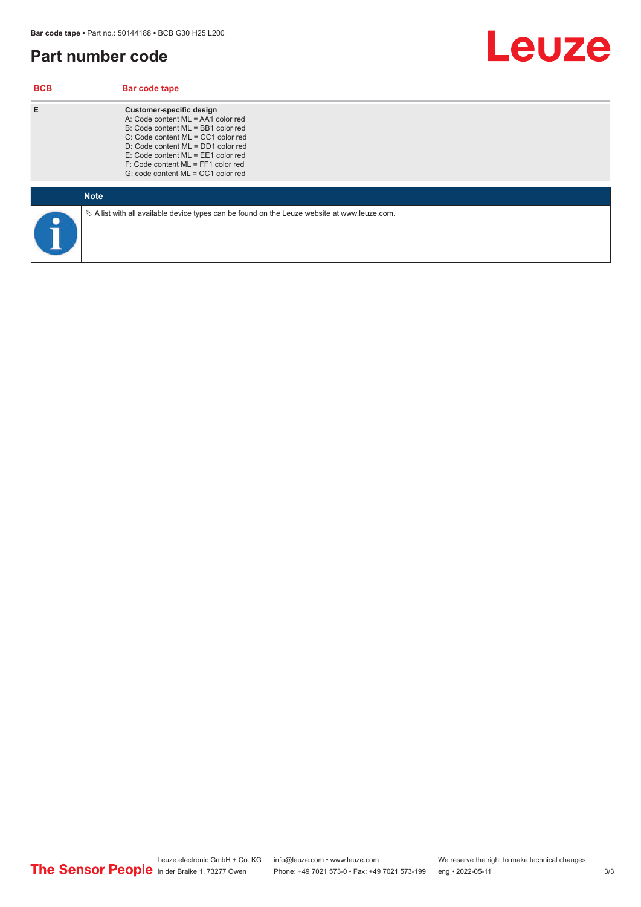# Part number code

| BCB | Bar code tape |
|---|---|
| E | **Customer-specific design**<br>A: Code content ML = AA1 color red<br>B: Code content ML = BB1 color red<br>C: Code content ML = CC1 color red<br>D: Code content ML = DD1 color red<br>E: Code content ML = EE1 color red<br>F: Code content ML = FF1 color red<br>G: code content ML = CC1 color red |

**Note**

✎ A list with all available device types can be found on the Leuze website at www.leuze.com.

Leuze electronic GmbH + Co. KG
In der Braike 1, 73277 Owen

info@leuze.com • www.leuze.com
Phone: +49 7021 573-0 • Fax: +49 7021 573-199

We reserve the right to make technical changes
eng • 2022-05-11